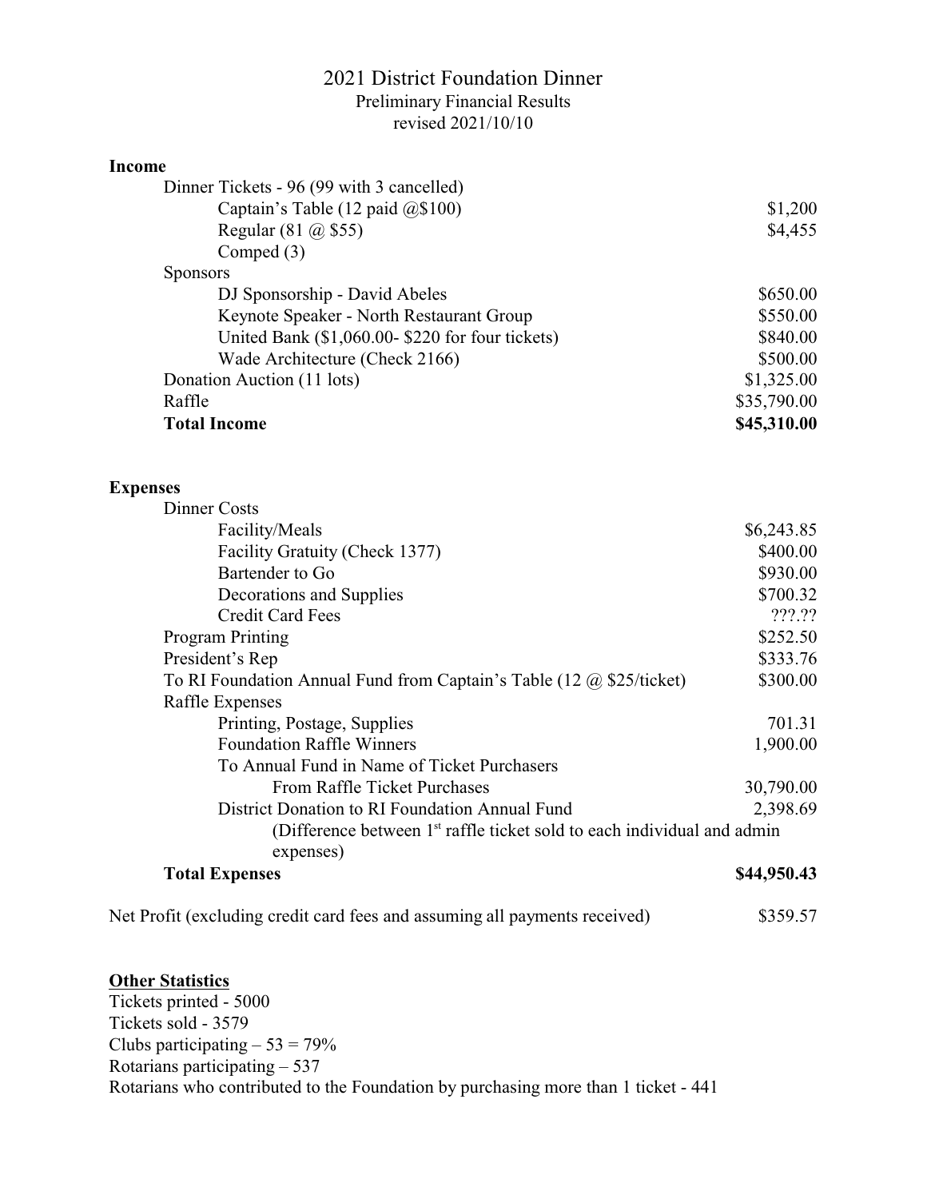# 2021 District Foundation Dinner

## Preliminary Financial Results

revised 2021/10/10

**Income**

| | |
|---|---|
| Dinner Tickets - 96 (99 with 3 cancelled) | |
| Captain's Table (12 paid @$100) | $1,200 |
| Regular (81 @ $55) | $4,455 |
| Comped (3) | |
| Sponsors | |
| DJ Sponsorship - David Abeles | $650.00 |
| Keynote Speaker - North Restaurant Group | $550.00 |
| United Bank ($1,060.00- $220 for four tickets) | $840.00 |
| Wade Architecture (Check 2166) | $500.00 |
| Donation Auction (11 lots) | $1,325.00 |
| Raffle | $35,790.00 |
| **Total Income** | **$45,310.00** |

**Expenses**

| | |
|---|---|
| Dinner Costs | |
| Facility/Meals | $6,243.85 |
| Facility Gratuity (Check 1377) | $400.00 |
| Bartender to Go | $930.00 |
| Decorations and Supplies | $700.32 |
| Credit Card Fees | ???.?? |
| Program Printing | $252.50 |
| President's Rep | $333.76 |
| To RI Foundation Annual Fund from Captain's Table (12 @ $25/ticket) | $300.00 |
| Raffle Expenses | |
| Printing, Postage, Supplies | 701.31 |
| Foundation Raffle Winners | 1,900.00 |
| To Annual Fund in Name of Ticket Purchasers | |
| From Raffle Ticket Purchases | 30,790.00 |
| District Donation to RI Foundation Annual Fund | 2,398.69 |
| (Difference between 1st raffle ticket sold to each individual and admin expenses) | |
| **Total Expenses** | **$44,950.43** |

Net Profit (excluding credit card fees and assuming all payments received) $359.57

**Other Statistics**

Tickets printed - 5000  
Tickets sold - 3579  
Clubs participating – 53 = 79%  
Rotarians participating – 537  
Rotarians who contributed to the Foundation by purchasing more than 1 ticket - 441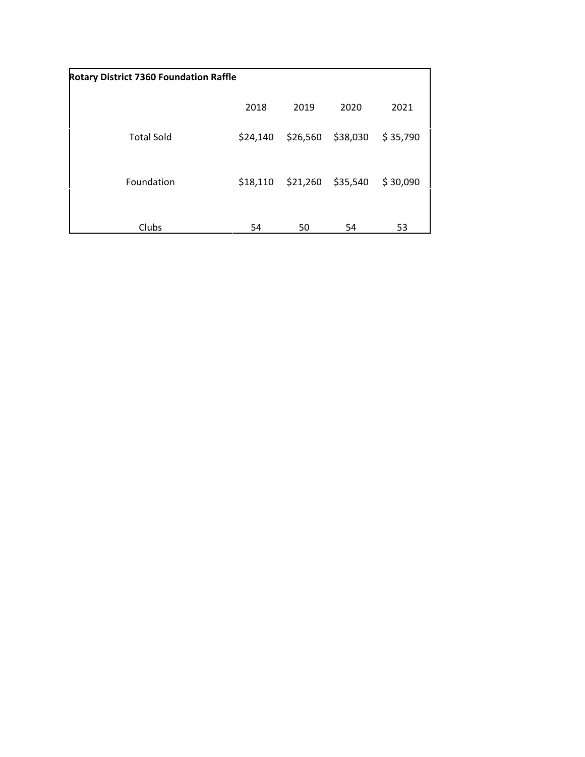**Rotary District 7360 Foundation Raffle**

| | 2018 | 2019 | 2020 | 2021 |
|---|---|---|---|---|
| Total Sold | $24,140 | $26,560 | $38,030 | $ 35,790 |
| Foundation | $18,110 | $21,260 | $35,540 | $ 30,090 |
| Clubs | 54 | 50 | 54 | 53 |